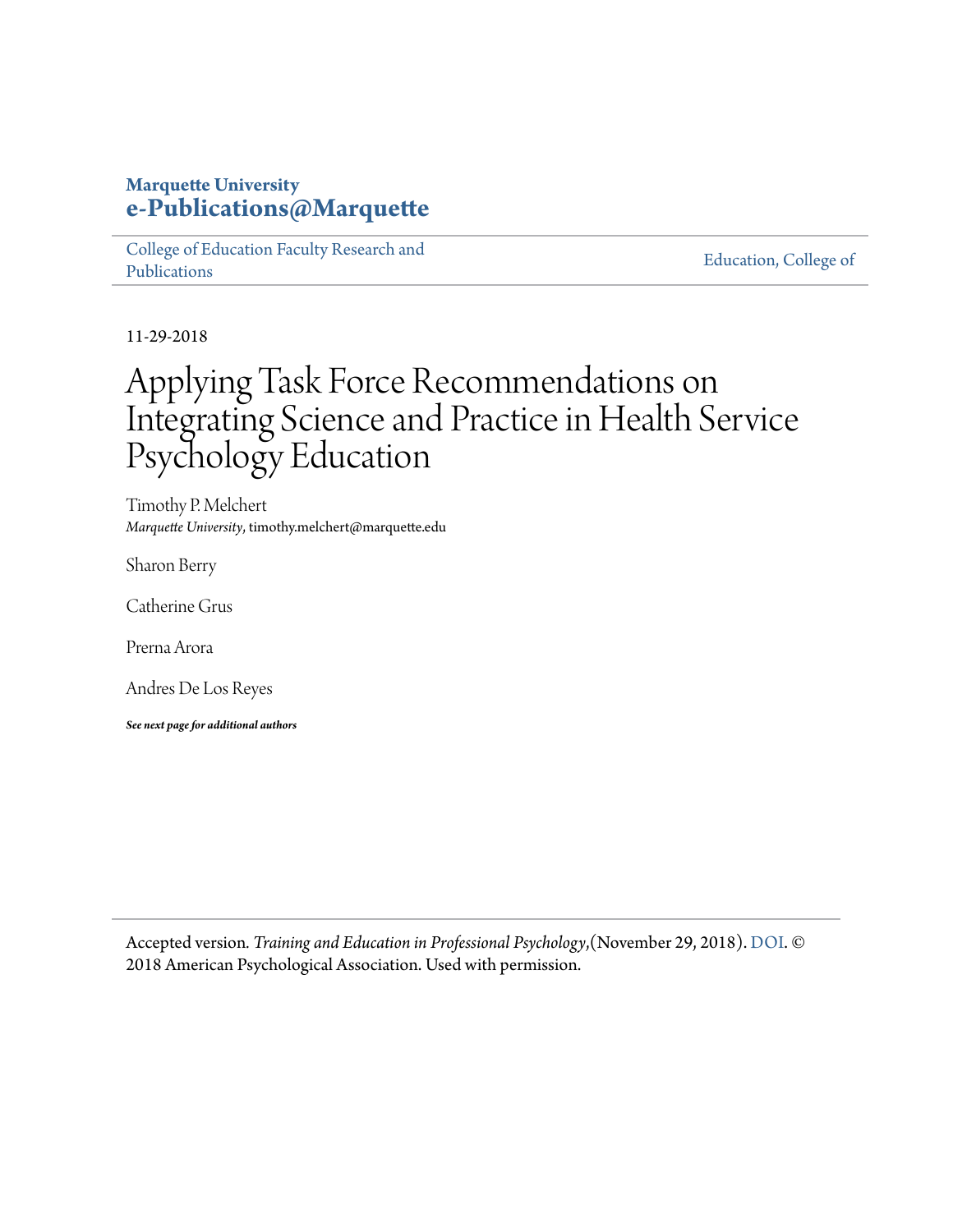**Marquette University**
**e-Publications@Marquette**

College of Education Faculty Research and Publications | Education, College of

11-29-2018

# Applying Task Force Recommendations on Integrating Science and Practice in Health Service Psychology Education

Timothy P. Melchert
*Marquette University*, timothy.melchert@marquette.edu

Sharon Berry

Catherine Grus

Prerna Arora

Andres De Los Reyes

***See next page for additional authors***

Accepted version. *Training and Education in Professional Psychology*,(November 29, 2018). DOI. © 2018 American Psychological Association. Used with permission.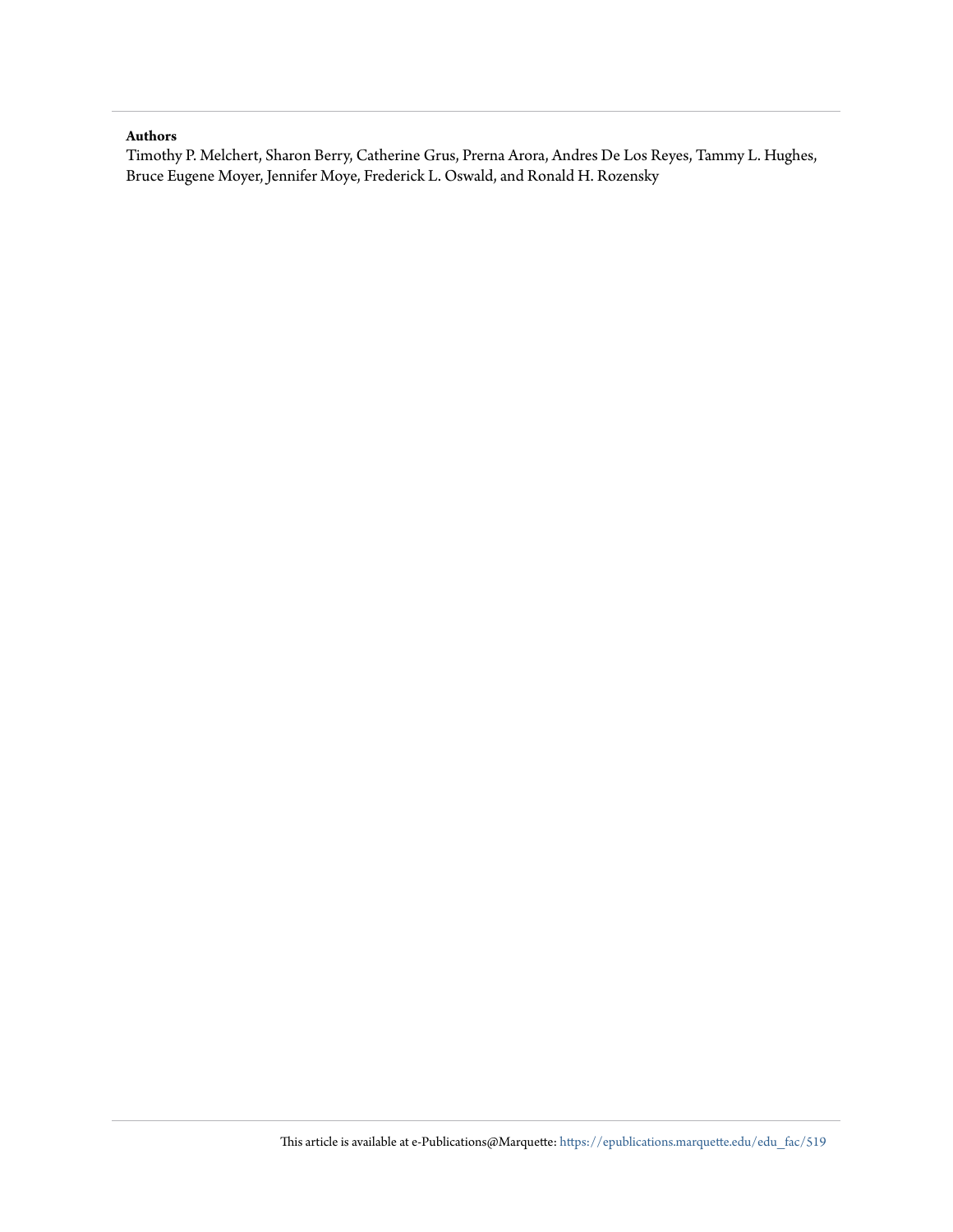**Authors**

Timothy P. Melchert, Sharon Berry, Catherine Grus, Prerna Arora, Andres De Los Reyes, Tammy L. Hughes, Bruce Eugene Moyer, Jennifer Moye, Frederick L. Oswald, and Ronald H. Rozensky

This article is available at e-Publications@Marquette: https://epublications.marquette.edu/edu_fac/519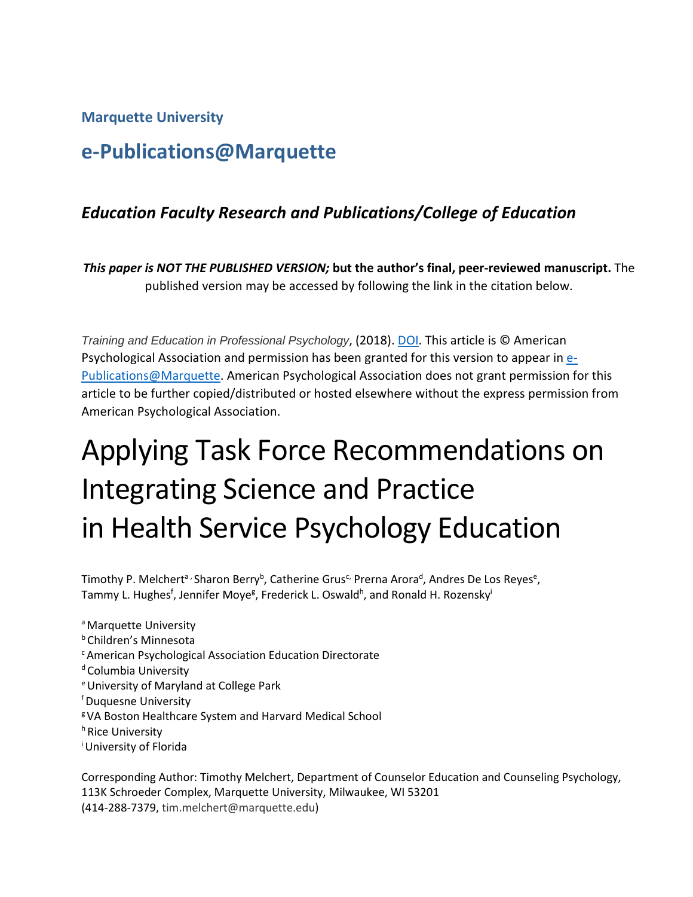Marquette University

# e-Publications@Marquette

## *Education Faculty Research and Publications/College of Education*

***This paper is NOT THE PUBLISHED VERSION;* but the author's final, peer-reviewed manuscript.** The published version may be accessed by following the link in the citation below.

*Training and Education in Professional Psychology*, (2018). DOI. This article is © American Psychological Association and permission has been granted for this version to appear in e-Publications@Marquette. American Psychological Association does not grant permission for this article to be further copied/distributed or hosted elsewhere without the express permission from American Psychological Association.

# Applying Task Force Recommendations on Integrating Science and Practice in Health Service Psychology Education

Timothy P. Melchert[a], Sharon Berry[b], Catherine Grus[c], Prerna Arora[d], Andres De Los Reyes[e], Tammy L. Hughes[f], Jennifer Moye[g], Frederick L. Oswald[h], and Ronald H. Rozensky[i]

[a] Marquette University
[b] Children's Minnesota
[c] American Psychological Association Education Directorate
[d] Columbia University
[e] University of Maryland at College Park
[f] Duquesne University
[g] VA Boston Healthcare System and Harvard Medical School
[h] Rice University
[i] University of Florida

Corresponding Author: Timothy Melchert, Department of Counselor Education and Counseling Psychology, 113K Schroeder Complex, Marquette University, Milwaukee, WI 53201
(414-288-7379, tim.melchert@marquette.edu)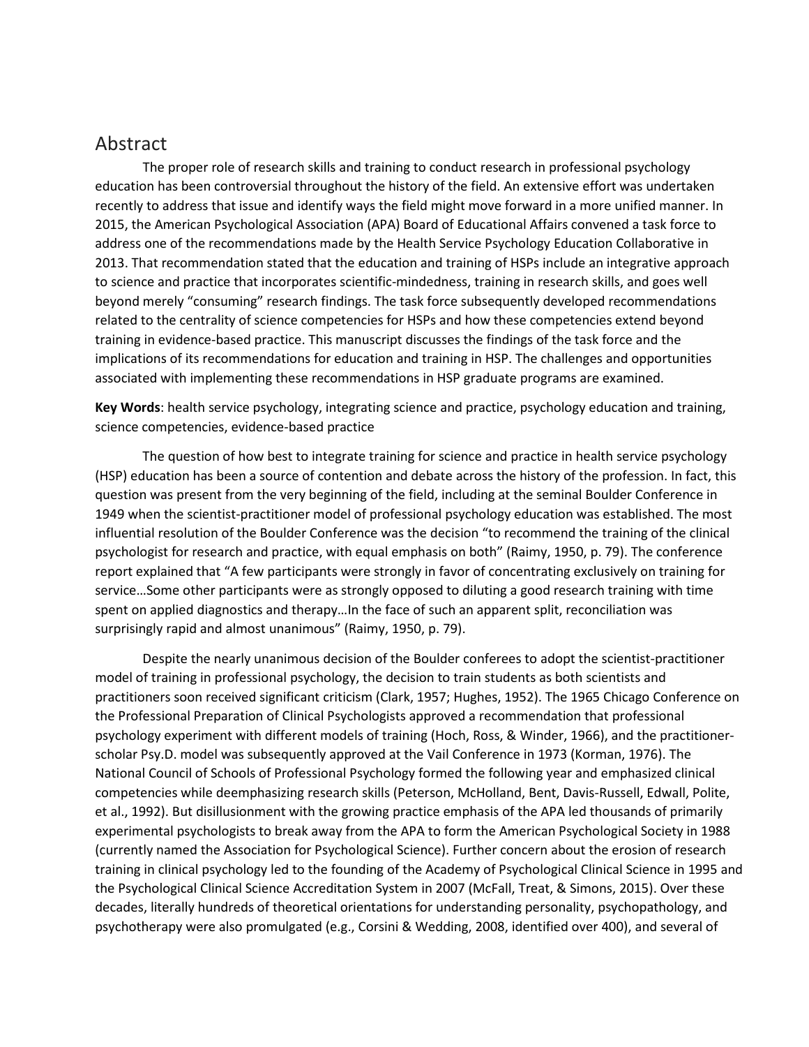## Abstract

The proper role of research skills and training to conduct research in professional psychology education has been controversial throughout the history of the field. An extensive effort was undertaken recently to address that issue and identify ways the field might move forward in a more unified manner. In 2015, the American Psychological Association (APA) Board of Educational Affairs convened a task force to address one of the recommendations made by the Health Service Psychology Education Collaborative in 2013. That recommendation stated that the education and training of HSPs include an integrative approach to science and practice that incorporates scientific-mindedness, training in research skills, and goes well beyond merely "consuming" research findings. The task force subsequently developed recommendations related to the centrality of science competencies for HSPs and how these competencies extend beyond training in evidence-based practice. This manuscript discusses the findings of the task force and the implications of its recommendations for education and training in HSP. The challenges and opportunities associated with implementing these recommendations in HSP graduate programs are examined.

**Key Words**: health service psychology, integrating science and practice, psychology education and training, science competencies, evidence-based practice

The question of how best to integrate training for science and practice in health service psychology (HSP) education has been a source of contention and debate across the history of the profession. In fact, this question was present from the very beginning of the field, including at the seminal Boulder Conference in 1949 when the scientist-practitioner model of professional psychology education was established. The most influential resolution of the Boulder Conference was the decision "to recommend the training of the clinical psychologist for research and practice, with equal emphasis on both" (Raimy, 1950, p. 79). The conference report explained that "A few participants were strongly in favor of concentrating exclusively on training for service…Some other participants were as strongly opposed to diluting a good research training with time spent on applied diagnostics and therapy…In the face of such an apparent split, reconciliation was surprisingly rapid and almost unanimous" (Raimy, 1950, p. 79).

Despite the nearly unanimous decision of the Boulder conferees to adopt the scientist-practitioner model of training in professional psychology, the decision to train students as both scientists and practitioners soon received significant criticism (Clark, 1957; Hughes, 1952). The 1965 Chicago Conference on the Professional Preparation of Clinical Psychologists approved a recommendation that professional psychology experiment with different models of training (Hoch, Ross, & Winder, 1966), and the practitioner-scholar Psy.D. model was subsequently approved at the Vail Conference in 1973 (Korman, 1976). The National Council of Schools of Professional Psychology formed the following year and emphasized clinical competencies while deemphasizing research skills (Peterson, McHolland, Bent, Davis-Russell, Edwall, Polite, et al., 1992). But disillusionment with the growing practice emphasis of the APA led thousands of primarily experimental psychologists to break away from the APA to form the American Psychological Society in 1988 (currently named the Association for Psychological Science). Further concern about the erosion of research training in clinical psychology led to the founding of the Academy of Psychological Clinical Science in 1995 and the Psychological Clinical Science Accreditation System in 2007 (McFall, Treat, & Simons, 2015). Over these decades, literally hundreds of theoretical orientations for understanding personality, psychopathology, and psychotherapy were also promulgated (e.g., Corsini & Wedding, 2008, identified over 400), and several of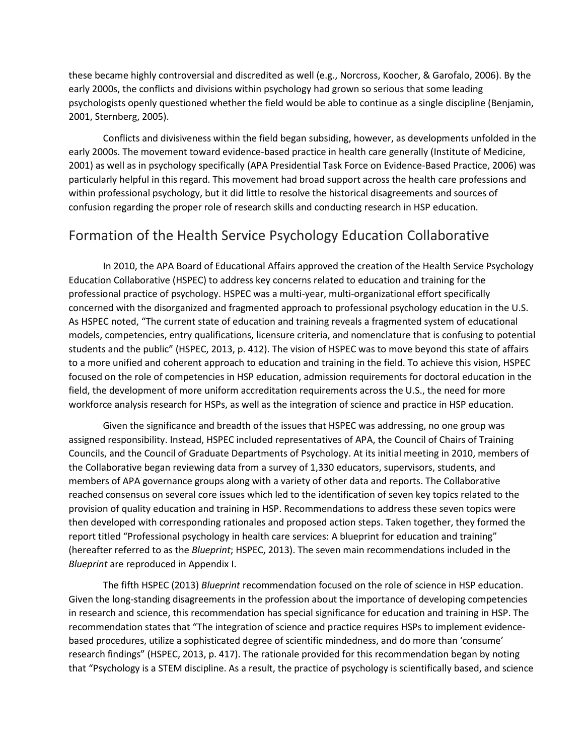these became highly controversial and discredited as well (e.g., Norcross, Koocher, & Garofalo, 2006). By the early 2000s, the conflicts and divisions within psychology had grown so serious that some leading psychologists openly questioned whether the field would be able to continue as a single discipline (Benjamin, 2001, Sternberg, 2005).

Conflicts and divisiveness within the field began subsiding, however, as developments unfolded in the early 2000s. The movement toward evidence-based practice in health care generally (Institute of Medicine, 2001) as well as in psychology specifically (APA Presidential Task Force on Evidence-Based Practice, 2006) was particularly helpful in this regard. This movement had broad support across the health care professions and within professional psychology, but it did little to resolve the historical disagreements and sources of confusion regarding the proper role of research skills and conducting research in HSP education.

## Formation of the Health Service Psychology Education Collaborative

In 2010, the APA Board of Educational Affairs approved the creation of the Health Service Psychology Education Collaborative (HSPEC) to address key concerns related to education and training for the professional practice of psychology. HSPEC was a multi-year, multi-organizational effort specifically concerned with the disorganized and fragmented approach to professional psychology education in the U.S. As HSPEC noted, "The current state of education and training reveals a fragmented system of educational models, competencies, entry qualifications, licensure criteria, and nomenclature that is confusing to potential students and the public" (HSPEC, 2013, p. 412). The vision of HSPEC was to move beyond this state of affairs to a more unified and coherent approach to education and training in the field. To achieve this vision, HSPEC focused on the role of competencies in HSP education, admission requirements for doctoral education in the field, the development of more uniform accreditation requirements across the U.S., the need for more workforce analysis research for HSPs, as well as the integration of science and practice in HSP education.

Given the significance and breadth of the issues that HSPEC was addressing, no one group was assigned responsibility. Instead, HSPEC included representatives of APA, the Council of Chairs of Training Councils, and the Council of Graduate Departments of Psychology. At its initial meeting in 2010, members of the Collaborative began reviewing data from a survey of 1,330 educators, supervisors, students, and members of APA governance groups along with a variety of other data and reports. The Collaborative reached consensus on several core issues which led to the identification of seven key topics related to the provision of quality education and training in HSP. Recommendations to address these seven topics were then developed with corresponding rationales and proposed action steps. Taken together, they formed the report titled "Professional psychology in health care services: A blueprint for education and training" (hereafter referred to as the *Blueprint*; HSPEC, 2013). The seven main recommendations included in the *Blueprint* are reproduced in Appendix I.

The fifth HSPEC (2013) *Blueprint* recommendation focused on the role of science in HSP education. Given the long-standing disagreements in the profession about the importance of developing competencies in research and science, this recommendation has special significance for education and training in HSP. The recommendation states that "The integration of science and practice requires HSPs to implement evidence-based procedures, utilize a sophisticated degree of scientific mindedness, and do more than 'consume' research findings" (HSPEC, 2013, p. 417). The rationale provided for this recommendation began by noting that "Psychology is a STEM discipline. As a result, the practice of psychology is scientifically based, and science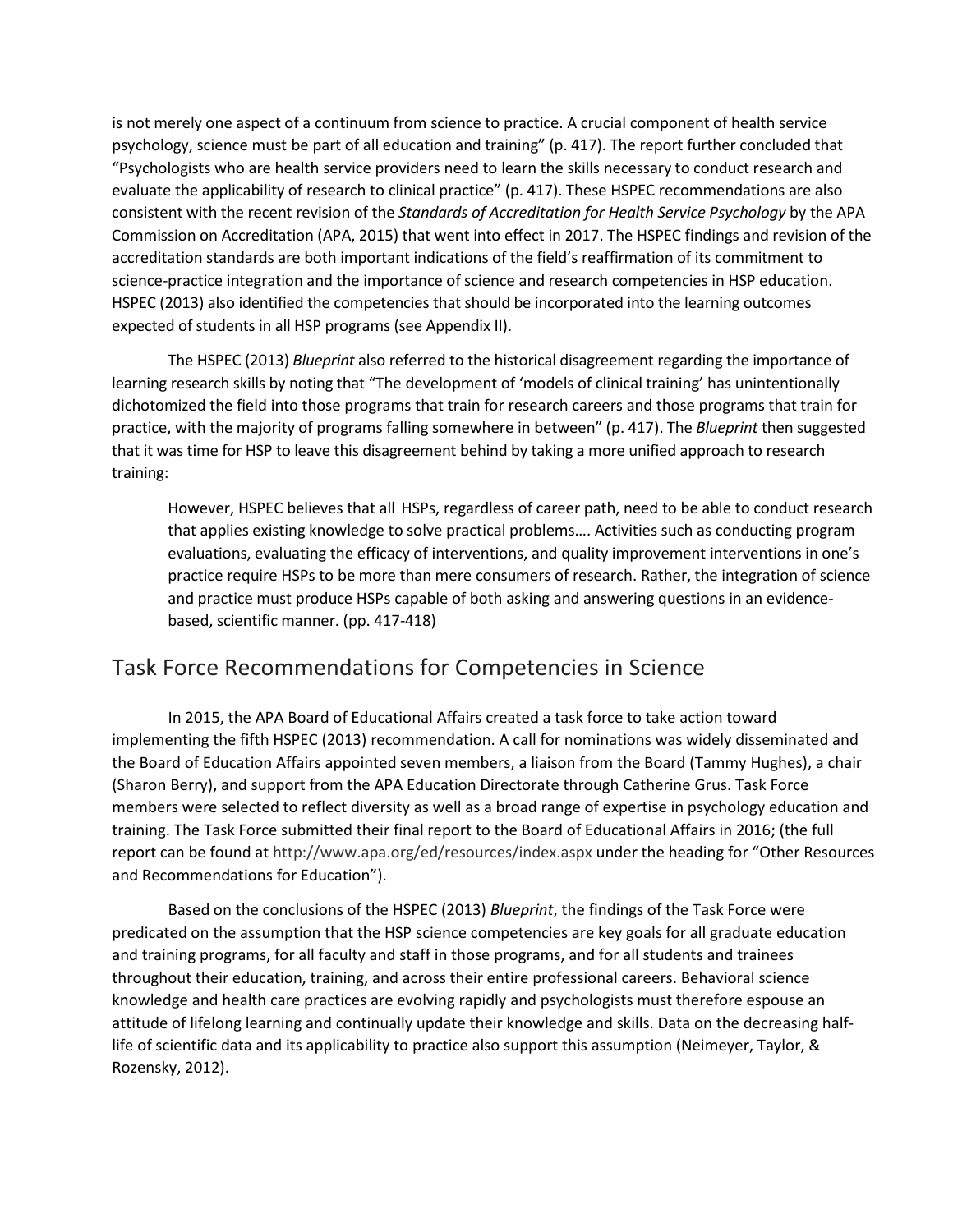is not merely one aspect of a continuum from science to practice. A crucial component of health service psychology, science must be part of all education and training" (p. 417). The report further concluded that "Psychologists who are health service providers need to learn the skills necessary to conduct research and evaluate the applicability of research to clinical practice" (p. 417). These HSPEC recommendations are also consistent with the recent revision of the *Standards of Accreditation for Health Service Psychology* by the APA Commission on Accreditation (APA, 2015) that went into effect in 2017. The HSPEC findings and revision of the accreditation standards are both important indications of the field's reaffirmation of its commitment to science-practice integration and the importance of science and research competencies in HSP education. HSPEC (2013) also identified the competencies that should be incorporated into the learning outcomes expected of students in all HSP programs (see Appendix II).

The HSPEC (2013) *Blueprint* also referred to the historical disagreement regarding the importance of learning research skills by noting that "The development of 'models of clinical training' has unintentionally dichotomized the field into those programs that train for research careers and those programs that train for practice, with the majority of programs falling somewhere in between" (p. 417). The *Blueprint* then suggested that it was time for HSP to leave this disagreement behind by taking a more unified approach to research training:

> However, HSPEC believes that all HSPs, regardless of career path, need to be able to conduct research that applies existing knowledge to solve practical problems…. Activities such as conducting program evaluations, evaluating the efficacy of interventions, and quality improvement interventions in one's practice require HSPs to be more than mere consumers of research. Rather, the integration of science and practice must produce HSPs capable of both asking and answering questions in an evidence-based, scientific manner. (pp. 417-418)

## Task Force Recommendations for Competencies in Science

In 2015, the APA Board of Educational Affairs created a task force to take action toward implementing the fifth HSPEC (2013) recommendation. A call for nominations was widely disseminated and the Board of Education Affairs appointed seven members, a liaison from the Board (Tammy Hughes), a chair (Sharon Berry), and support from the APA Education Directorate through Catherine Grus. Task Force members were selected to reflect diversity as well as a broad range of expertise in psychology education and training. The Task Force submitted their final report to the Board of Educational Affairs in 2016; (the full report can be found at http://www.apa.org/ed/resources/index.aspx under the heading for "Other Resources and Recommendations for Education").

Based on the conclusions of the HSPEC (2013) *Blueprint*, the findings of the Task Force were predicated on the assumption that the HSP science competencies are key goals for all graduate education and training programs, for all faculty and staff in those programs, and for all students and trainees throughout their education, training, and across their entire professional careers. Behavioral science knowledge and health care practices are evolving rapidly and psychologists must therefore espouse an attitude of lifelong learning and continually update their knowledge and skills. Data on the decreasing half-life of scientific data and its applicability to practice also support this assumption (Neimeyer, Taylor, & Rozensky, 2012).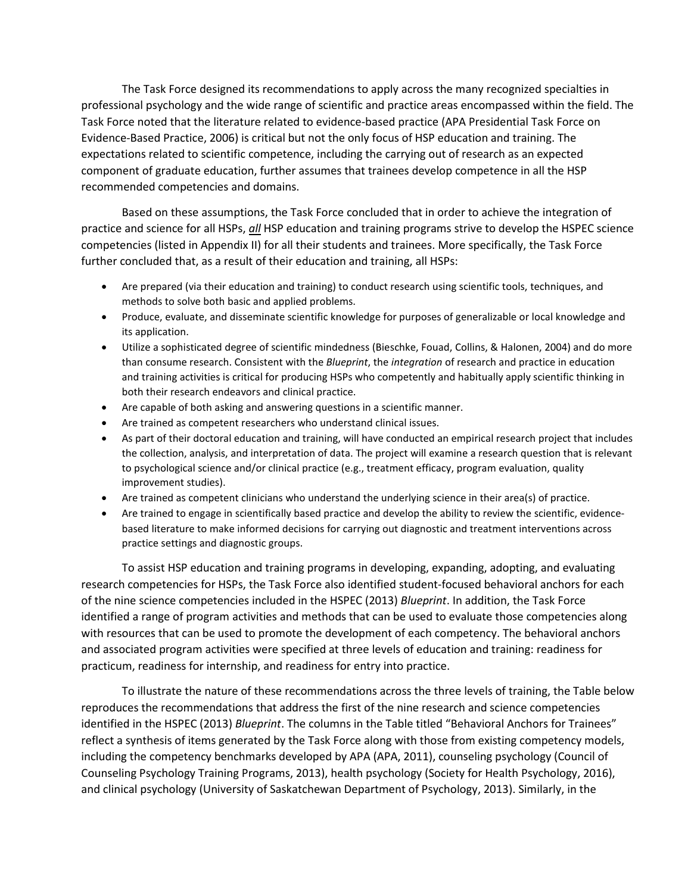The Task Force designed its recommendations to apply across the many recognized specialties in professional psychology and the wide range of scientific and practice areas encompassed within the field. The Task Force noted that the literature related to evidence-based practice (APA Presidential Task Force on Evidence-Based Practice, 2006) is critical but not the only focus of HSP education and training. The expectations related to scientific competence, including the carrying out of research as an expected component of graduate education, further assumes that trainees develop competence in all the HSP recommended competencies and domains.

Based on these assumptions, the Task Force concluded that in order to achieve the integration of practice and science for all HSPs, ***all*** HSP education and training programs strive to develop the HSPEC science competencies (listed in Appendix II) for all their students and trainees. More specifically, the Task Force further concluded that, as a result of their education and training, all HSPs:

- Are prepared (via their education and training) to conduct research using scientific tools, techniques, and methods to solve both basic and applied problems.
- Produce, evaluate, and disseminate scientific knowledge for purposes of generalizable or local knowledge and its application.
- Utilize a sophisticated degree of scientific mindedness (Bieschke, Fouad, Collins, & Halonen, 2004) and do more than consume research. Consistent with the *Blueprint*, the *integration* of research and practice in education and training activities is critical for producing HSPs who competently and habitually apply scientific thinking in both their research endeavors and clinical practice.
- Are capable of both asking and answering questions in a scientific manner.
- Are trained as competent researchers who understand clinical issues.
- As part of their doctoral education and training, will have conducted an empirical research project that includes the collection, analysis, and interpretation of data. The project will examine a research question that is relevant to psychological science and/or clinical practice (e.g., treatment efficacy, program evaluation, quality improvement studies).
- Are trained as competent clinicians who understand the underlying science in their area(s) of practice.
- Are trained to engage in scientifically based practice and develop the ability to review the scientific, evidence-based literature to make informed decisions for carrying out diagnostic and treatment interventions across practice settings and diagnostic groups.

To assist HSP education and training programs in developing, expanding, adopting, and evaluating research competencies for HSPs, the Task Force also identified student-focused behavioral anchors for each of the nine science competencies included in the HSPEC (2013) *Blueprint*. In addition, the Task Force identified a range of program activities and methods that can be used to evaluate those competencies along with resources that can be used to promote the development of each competency. The behavioral anchors and associated program activities were specified at three levels of education and training: readiness for practicum, readiness for internship, and readiness for entry into practice.

To illustrate the nature of these recommendations across the three levels of training, the Table below reproduces the recommendations that address the first of the nine research and science competencies identified in the HSPEC (2013) *Blueprint*. The columns in the Table titled "Behavioral Anchors for Trainees" reflect a synthesis of items generated by the Task Force along with those from existing competency models, including the competency benchmarks developed by APA (APA, 2011), counseling psychology (Council of Counseling Psychology Training Programs, 2013), health psychology (Society for Health Psychology, 2016), and clinical psychology (University of Saskatchewan Department of Psychology, 2013). Similarly, in the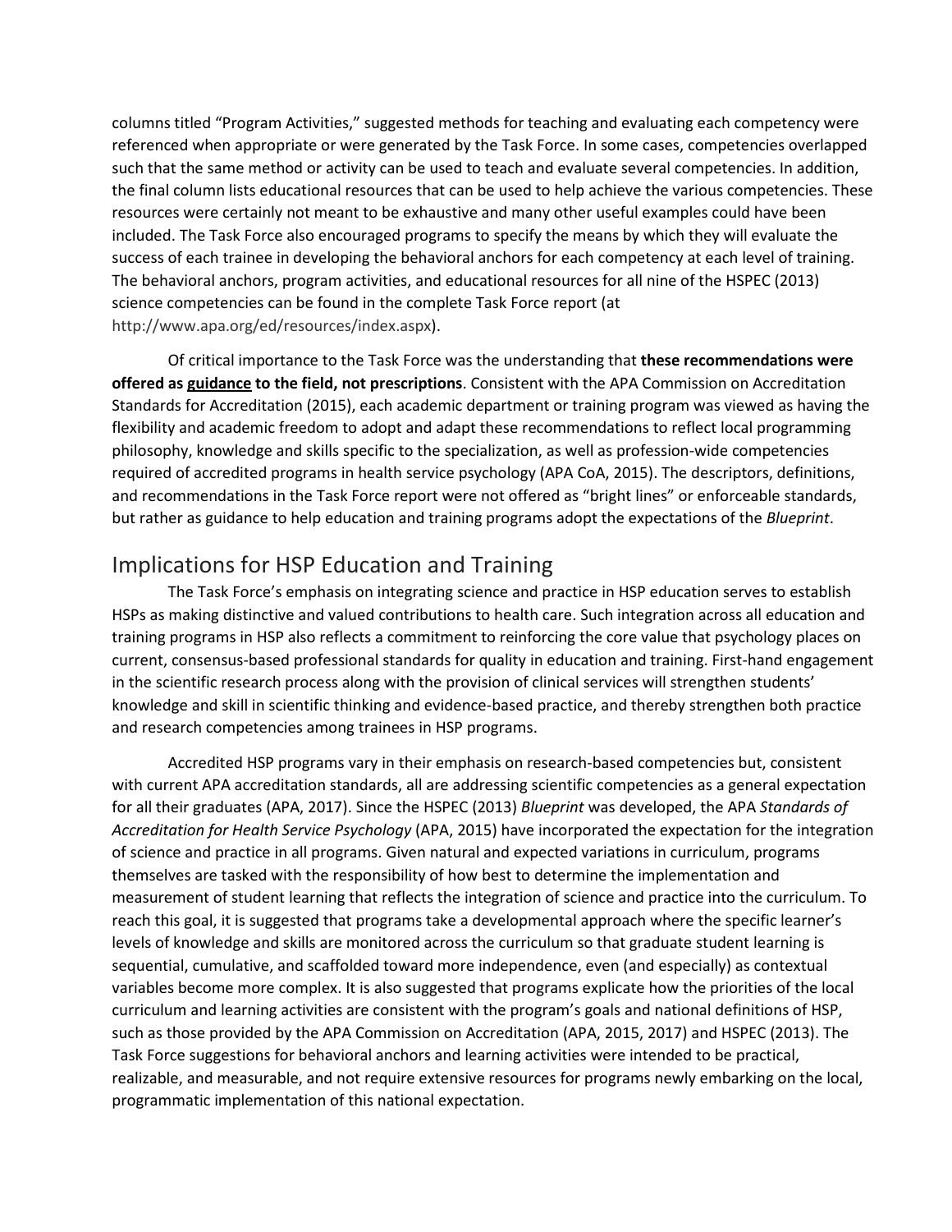columns titled "Program Activities," suggested methods for teaching and evaluating each competency were referenced when appropriate or were generated by the Task Force. In some cases, competencies overlapped such that the same method or activity can be used to teach and evaluate several competencies. In addition, the final column lists educational resources that can be used to help achieve the various competencies. These resources were certainly not meant to be exhaustive and many other useful examples could have been included. The Task Force also encouraged programs to specify the means by which they will evaluate the success of each trainee in developing the behavioral anchors for each competency at each level of training. The behavioral anchors, program activities, and educational resources for all nine of the HSPEC (2013) science competencies can be found in the complete Task Force report (at http://www.apa.org/ed/resources/index.aspx).

Of critical importance to the Task Force was the understanding that **these recommendations were offered as <u>guidance</u> to the field, not prescriptions**. Consistent with the APA Commission on Accreditation Standards for Accreditation (2015), each academic department or training program was viewed as having the flexibility and academic freedom to adopt and adapt these recommendations to reflect local programming philosophy, knowledge and skills specific to the specialization, as well as profession-wide competencies required of accredited programs in health service psychology (APA CoA, 2015). The descriptors, definitions, and recommendations in the Task Force report were not offered as "bright lines" or enforceable standards, but rather as guidance to help education and training programs adopt the expectations of the *Blueprint*.

## Implications for HSP Education and Training

The Task Force's emphasis on integrating science and practice in HSP education serves to establish HSPs as making distinctive and valued contributions to health care. Such integration across all education and training programs in HSP also reflects a commitment to reinforcing the core value that psychology places on current, consensus-based professional standards for quality in education and training. First-hand engagement in the scientific research process along with the provision of clinical services will strengthen students' knowledge and skill in scientific thinking and evidence-based practice, and thereby strengthen both practice and research competencies among trainees in HSP programs.

Accredited HSP programs vary in their emphasis on research-based competencies but, consistent with current APA accreditation standards, all are addressing scientific competencies as a general expectation for all their graduates (APA, 2017). Since the HSPEC (2013) *Blueprint* was developed, the APA *Standards of Accreditation for Health Service Psychology* (APA, 2015) have incorporated the expectation for the integration of science and practice in all programs. Given natural and expected variations in curriculum, programs themselves are tasked with the responsibility of how best to determine the implementation and measurement of student learning that reflects the integration of science and practice into the curriculum. To reach this goal, it is suggested that programs take a developmental approach where the specific learner's levels of knowledge and skills are monitored across the curriculum so that graduate student learning is sequential, cumulative, and scaffolded toward more independence, even (and especially) as contextual variables become more complex. It is also suggested that programs explicate how the priorities of the local curriculum and learning activities are consistent with the program's goals and national definitions of HSP, such as those provided by the APA Commission on Accreditation (APA, 2015, 2017) and HSPEC (2013). The Task Force suggestions for behavioral anchors and learning activities were intended to be practical, realizable, and measurable, and not require extensive resources for programs newly embarking on the local, programmatic implementation of this national expectation.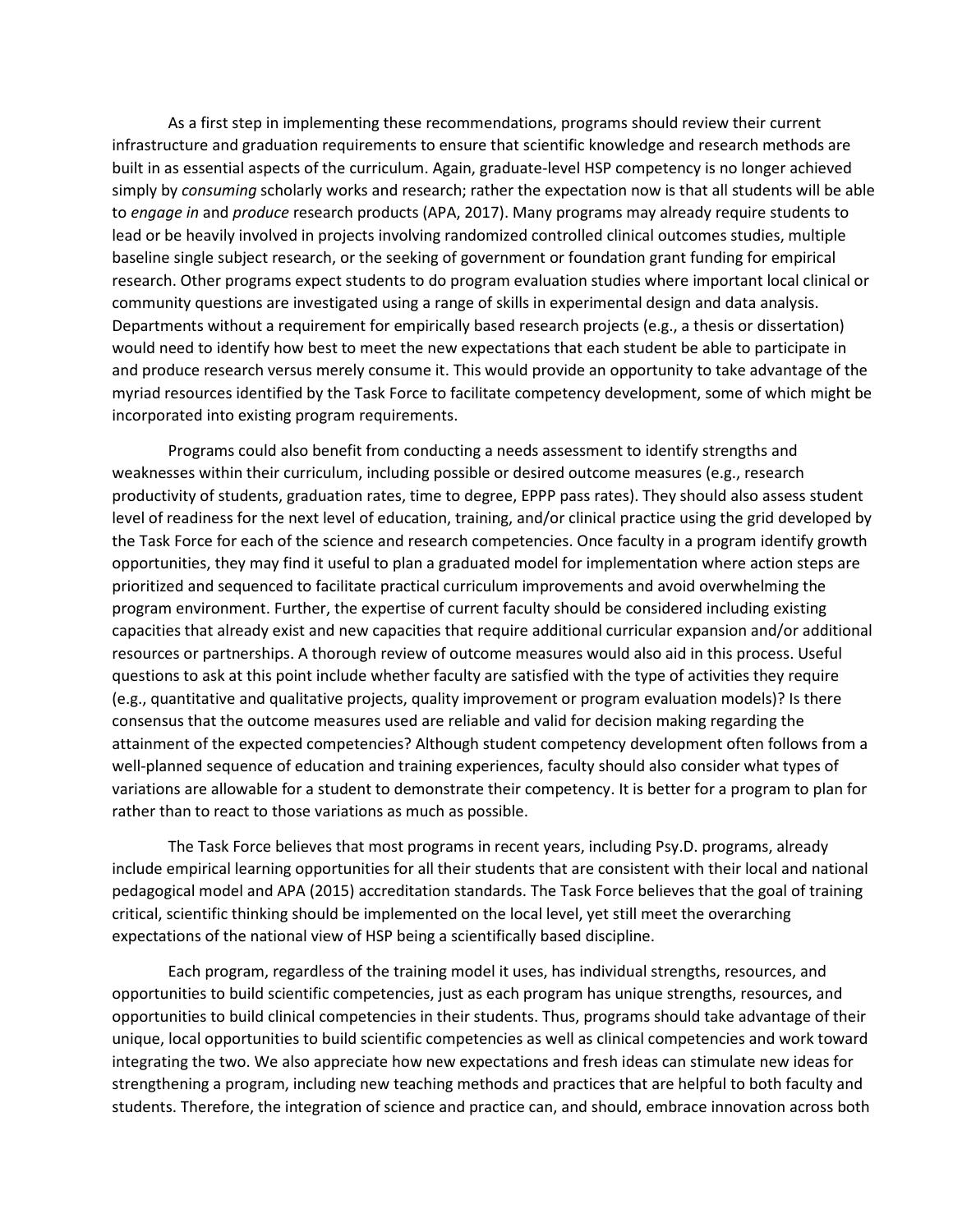As a first step in implementing these recommendations, programs should review their current infrastructure and graduation requirements to ensure that scientific knowledge and research methods are built in as essential aspects of the curriculum. Again, graduate-level HSP competency is no longer achieved simply by *consuming* scholarly works and research; rather the expectation now is that all students will be able to *engage in* and *produce* research products (APA, 2017). Many programs may already require students to lead or be heavily involved in projects involving randomized controlled clinical outcomes studies, multiple baseline single subject research, or the seeking of government or foundation grant funding for empirical research. Other programs expect students to do program evaluation studies where important local clinical or community questions are investigated using a range of skills in experimental design and data analysis. Departments without a requirement for empirically based research projects (e.g., a thesis or dissertation) would need to identify how best to meet the new expectations that each student be able to participate in and produce research versus merely consume it. This would provide an opportunity to take advantage of the myriad resources identified by the Task Force to facilitate competency development, some of which might be incorporated into existing program requirements.

Programs could also benefit from conducting a needs assessment to identify strengths and weaknesses within their curriculum, including possible or desired outcome measures (e.g., research productivity of students, graduation rates, time to degree, EPPP pass rates). They should also assess student level of readiness for the next level of education, training, and/or clinical practice using the grid developed by the Task Force for each of the science and research competencies. Once faculty in a program identify growth opportunities, they may find it useful to plan a graduated model for implementation where action steps are prioritized and sequenced to facilitate practical curriculum improvements and avoid overwhelming the program environment. Further, the expertise of current faculty should be considered including existing capacities that already exist and new capacities that require additional curricular expansion and/or additional resources or partnerships. A thorough review of outcome measures would also aid in this process. Useful questions to ask at this point include whether faculty are satisfied with the type of activities they require (e.g., quantitative and qualitative projects, quality improvement or program evaluation models)? Is there consensus that the outcome measures used are reliable and valid for decision making regarding the attainment of the expected competencies? Although student competency development often follows from a well-planned sequence of education and training experiences, faculty should also consider what types of variations are allowable for a student to demonstrate their competency. It is better for a program to plan for rather than to react to those variations as much as possible.

The Task Force believes that most programs in recent years, including Psy.D. programs, already include empirical learning opportunities for all their students that are consistent with their local and national pedagogical model and APA (2015) accreditation standards. The Task Force believes that the goal of training critical, scientific thinking should be implemented on the local level, yet still meet the overarching expectations of the national view of HSP being a scientifically based discipline.

Each program, regardless of the training model it uses, has individual strengths, resources, and opportunities to build scientific competencies, just as each program has unique strengths, resources, and opportunities to build clinical competencies in their students. Thus, programs should take advantage of their unique, local opportunities to build scientific competencies as well as clinical competencies and work toward integrating the two. We also appreciate how new expectations and fresh ideas can stimulate new ideas for strengthening a program, including new teaching methods and practices that are helpful to both faculty and students. Therefore, the integration of science and practice can, and should, embrace innovation across both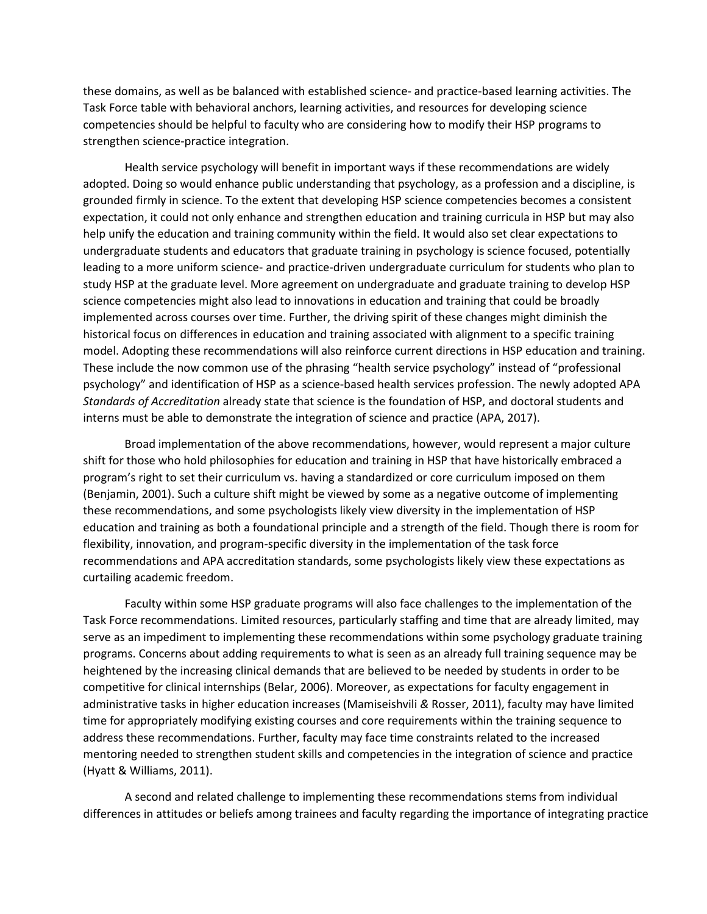these domains, as well as be balanced with established science- and practice-based learning activities. The Task Force table with behavioral anchors, learning activities, and resources for developing science competencies should be helpful to faculty who are considering how to modify their HSP programs to strengthen science-practice integration.

Health service psychology will benefit in important ways if these recommendations are widely adopted. Doing so would enhance public understanding that psychology, as a profession and a discipline, is grounded firmly in science. To the extent that developing HSP science competencies becomes a consistent expectation, it could not only enhance and strengthen education and training curricula in HSP but may also help unify the education and training community within the field. It would also set clear expectations to undergraduate students and educators that graduate training in psychology is science focused, potentially leading to a more uniform science- and practice-driven undergraduate curriculum for students who plan to study HSP at the graduate level. More agreement on undergraduate and graduate training to develop HSP science competencies might also lead to innovations in education and training that could be broadly implemented across courses over time. Further, the driving spirit of these changes might diminish the historical focus on differences in education and training associated with alignment to a specific training model. Adopting these recommendations will also reinforce current directions in HSP education and training. These include the now common use of the phrasing "health service psychology" instead of "professional psychology" and identification of HSP as a science-based health services profession. The newly adopted APA *Standards of Accreditation* already state that science is the foundation of HSP, and doctoral students and interns must be able to demonstrate the integration of science and practice (APA, 2017).

Broad implementation of the above recommendations, however, would represent a major culture shift for those who hold philosophies for education and training in HSP that have historically embraced a program's right to set their curriculum vs. having a standardized or core curriculum imposed on them (Benjamin, 2001). Such a culture shift might be viewed by some as a negative outcome of implementing these recommendations, and some psychologists likely view diversity in the implementation of HSP education and training as both a foundational principle and a strength of the field. Though there is room for flexibility, innovation, and program-specific diversity in the implementation of the task force recommendations and APA accreditation standards, some psychologists likely view these expectations as curtailing academic freedom.

Faculty within some HSP graduate programs will also face challenges to the implementation of the Task Force recommendations. Limited resources, particularly staffing and time that are already limited, may serve as an impediment to implementing these recommendations within some psychology graduate training programs. Concerns about adding requirements to what is seen as an already full training sequence may be heightened by the increasing clinical demands that are believed to be needed by students in order to be competitive for clinical internships (Belar, 2006). Moreover, as expectations for faculty engagement in administrative tasks in higher education increases (Mamiseishvili & Rosser, 2011), faculty may have limited time for appropriately modifying existing courses and core requirements within the training sequence to address these recommendations. Further, faculty may face time constraints related to the increased mentoring needed to strengthen student skills and competencies in the integration of science and practice (Hyatt & Williams, 2011).

A second and related challenge to implementing these recommendations stems from individual differences in attitudes or beliefs among trainees and faculty regarding the importance of integrating practice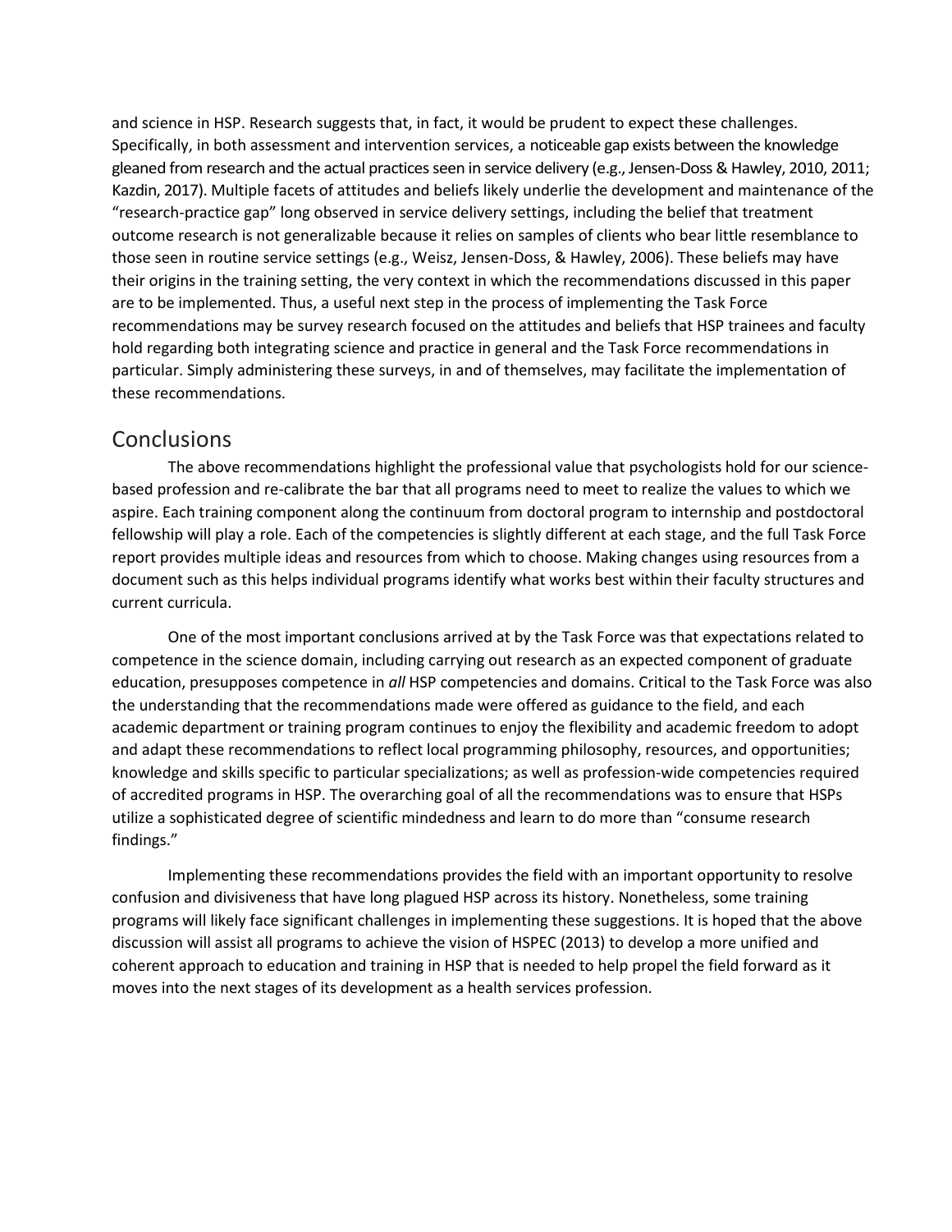and science in HSP. Research suggests that, in fact, it would be prudent to expect these challenges. Specifically, in both assessment and intervention services, a noticeable gap exists between the knowledge gleaned from research and the actual practices seen in service delivery (e.g., Jensen-Doss & Hawley, 2010, 2011; Kazdin, 2017). Multiple facets of attitudes and beliefs likely underlie the development and maintenance of the "research-practice gap" long observed in service delivery settings, including the belief that treatment outcome research is not generalizable because it relies on samples of clients who bear little resemblance to those seen in routine service settings (e.g., Weisz, Jensen-Doss, & Hawley, 2006). These beliefs may have their origins in the training setting, the very context in which the recommendations discussed in this paper are to be implemented. Thus, a useful next step in the process of implementing the Task Force recommendations may be survey research focused on the attitudes and beliefs that HSP trainees and faculty hold regarding both integrating science and practice in general and the Task Force recommendations in particular. Simply administering these surveys, in and of themselves, may facilitate the implementation of these recommendations.

## Conclusions

The above recommendations highlight the professional value that psychologists hold for our science-based profession and re-calibrate the bar that all programs need to meet to realize the values to which we aspire. Each training component along the continuum from doctoral program to internship and postdoctoral fellowship will play a role. Each of the competencies is slightly different at each stage, and the full Task Force report provides multiple ideas and resources from which to choose. Making changes using resources from a document such as this helps individual programs identify what works best within their faculty structures and current curricula.

One of the most important conclusions arrived at by the Task Force was that expectations related to competence in the science domain, including carrying out research as an expected component of graduate education, presupposes competence in *all* HSP competencies and domains. Critical to the Task Force was also the understanding that the recommendations made were offered as guidance to the field, and each academic department or training program continues to enjoy the flexibility and academic freedom to adopt and adapt these recommendations to reflect local programming philosophy, resources, and opportunities; knowledge and skills specific to particular specializations; as well as profession-wide competencies required of accredited programs in HSP. The overarching goal of all the recommendations was to ensure that HSPs utilize a sophisticated degree of scientific mindedness and learn to do more than "consume research findings."

Implementing these recommendations provides the field with an important opportunity to resolve confusion and divisiveness that have long plagued HSP across its history. Nonetheless, some training programs will likely face significant challenges in implementing these suggestions. It is hoped that the above discussion will assist all programs to achieve the vision of HSPEC (2013) to develop a more unified and coherent approach to education and training in HSP that is needed to help propel the field forward as it moves into the next stages of its development as a health services profession.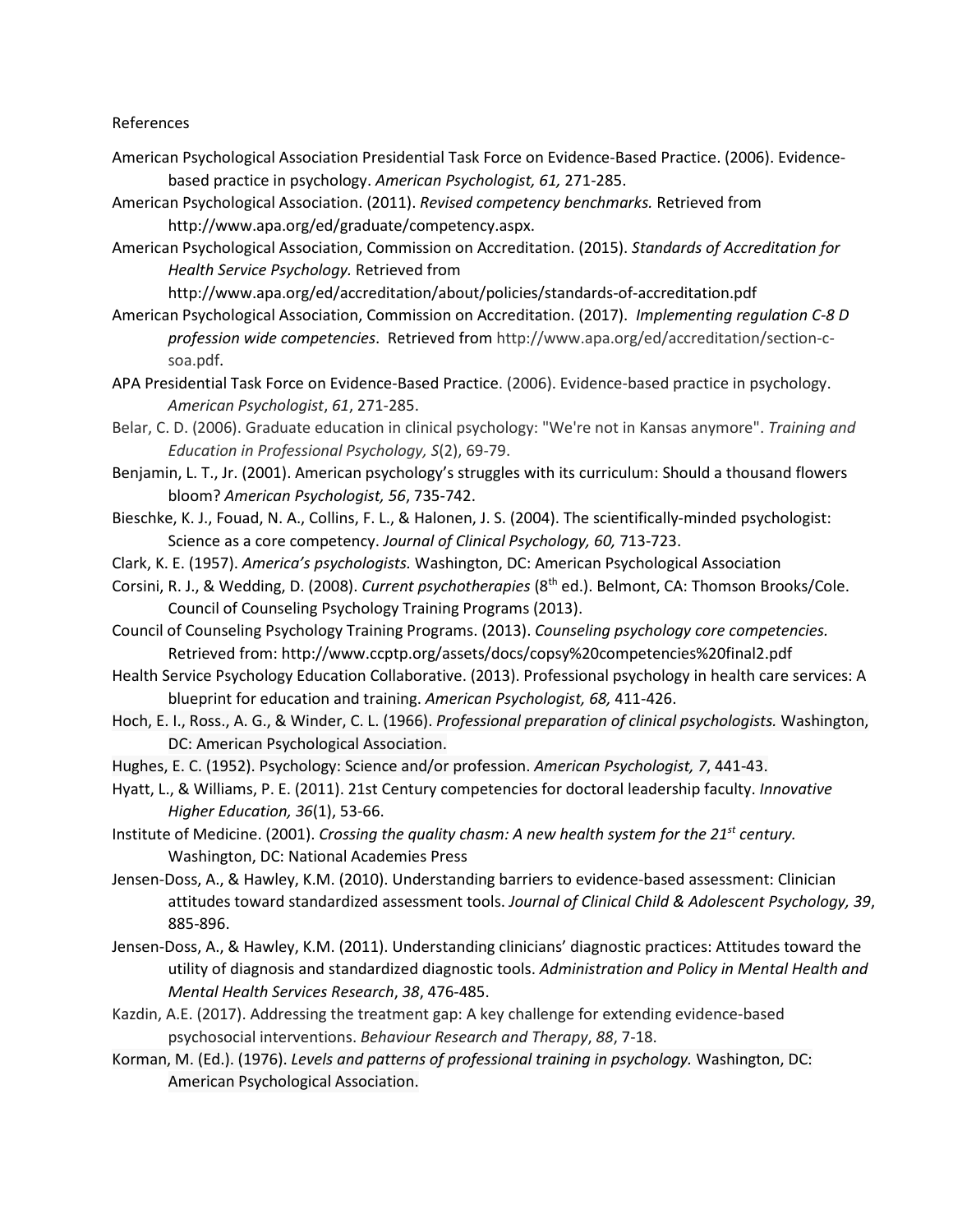References

American Psychological Association Presidential Task Force on Evidence-Based Practice. (2006). Evidence-based practice in psychology. *American Psychologist, 61,* 271-285.

American Psychological Association. (2011). *Revised competency benchmarks.* Retrieved from http://www.apa.org/ed/graduate/competency.aspx.

American Psychological Association, Commission on Accreditation. (2015). *Standards of Accreditation for Health Service Psychology.* Retrieved from http://www.apa.org/ed/accreditation/about/policies/standards-of-accreditation.pdf

American Psychological Association, Commission on Accreditation. (2017). *Implementing regulation C-8 D profession wide competencies*. Retrieved from http://www.apa.org/ed/accreditation/section-c-soa.pdf.

APA Presidential Task Force on Evidence-Based Practice. (2006). Evidence-based practice in psychology. *American Psychologist*, *61*, 271-285.

Belar, C. D. (2006). Graduate education in clinical psychology: "We're not in Kansas anymore". *Training and Education in Professional Psychology, S*(2), 69-79.

Benjamin, L. T., Jr. (2001). American psychology's struggles with its curriculum: Should a thousand flowers bloom? *American Psychologist, 56*, 735-742.

Bieschke, K. J., Fouad, N. A., Collins, F. L., & Halonen, J. S. (2004). The scientifically-minded psychologist: Science as a core competency. *Journal of Clinical Psychology, 60,* 713-723.

Clark, K. E. (1957). *America's psychologists.* Washington, DC: American Psychological Association

Corsini, R. J., & Wedding, D. (2008). *Current psychotherapies* (8th ed.). Belmont, CA: Thomson Brooks/Cole. Council of Counseling Psychology Training Programs (2013).

Council of Counseling Psychology Training Programs. (2013). *Counseling psychology core competencies.* Retrieved from: http://www.ccptp.org/assets/docs/copsy%20competencies%20final2.pdf

Health Service Psychology Education Collaborative. (2013). Professional psychology in health care services: A blueprint for education and training. *American Psychologist, 68,* 411-426.

Hoch, E. I., Ross., A. G., & Winder, C. L. (1966). *Professional preparation of clinical psychologists.* Washington, DC: American Psychological Association.

Hughes, E. C. (1952). Psychology: Science and/or profession. *American Psychologist, 7*, 441-43.

Hyatt, L., & Williams, P. E. (2011). 21st Century competencies for doctoral leadership faculty. *Innovative Higher Education, 36*(1), 53-66.

Institute of Medicine. (2001). *Crossing the quality chasm: A new health system for the 21st century.* Washington, DC: National Academies Press

Jensen-Doss, A., & Hawley, K.M. (2010). Understanding barriers to evidence-based assessment: Clinician attitudes toward standardized assessment tools. *Journal of Clinical Child & Adolescent Psychology, 39*, 885-896.

Jensen-Doss, A., & Hawley, K.M. (2011). Understanding clinicians' diagnostic practices: Attitudes toward the utility of diagnosis and standardized diagnostic tools. *Administration and Policy in Mental Health and Mental Health Services Research*, *38*, 476-485.

Kazdin, A.E. (2017). Addressing the treatment gap: A key challenge for extending evidence-based psychosocial interventions. *Behaviour Research and Therapy*, *88*, 7-18.

Korman, M. (Ed.). (1976). *Levels and patterns of professional training in psychology.* Washington, DC: American Psychological Association.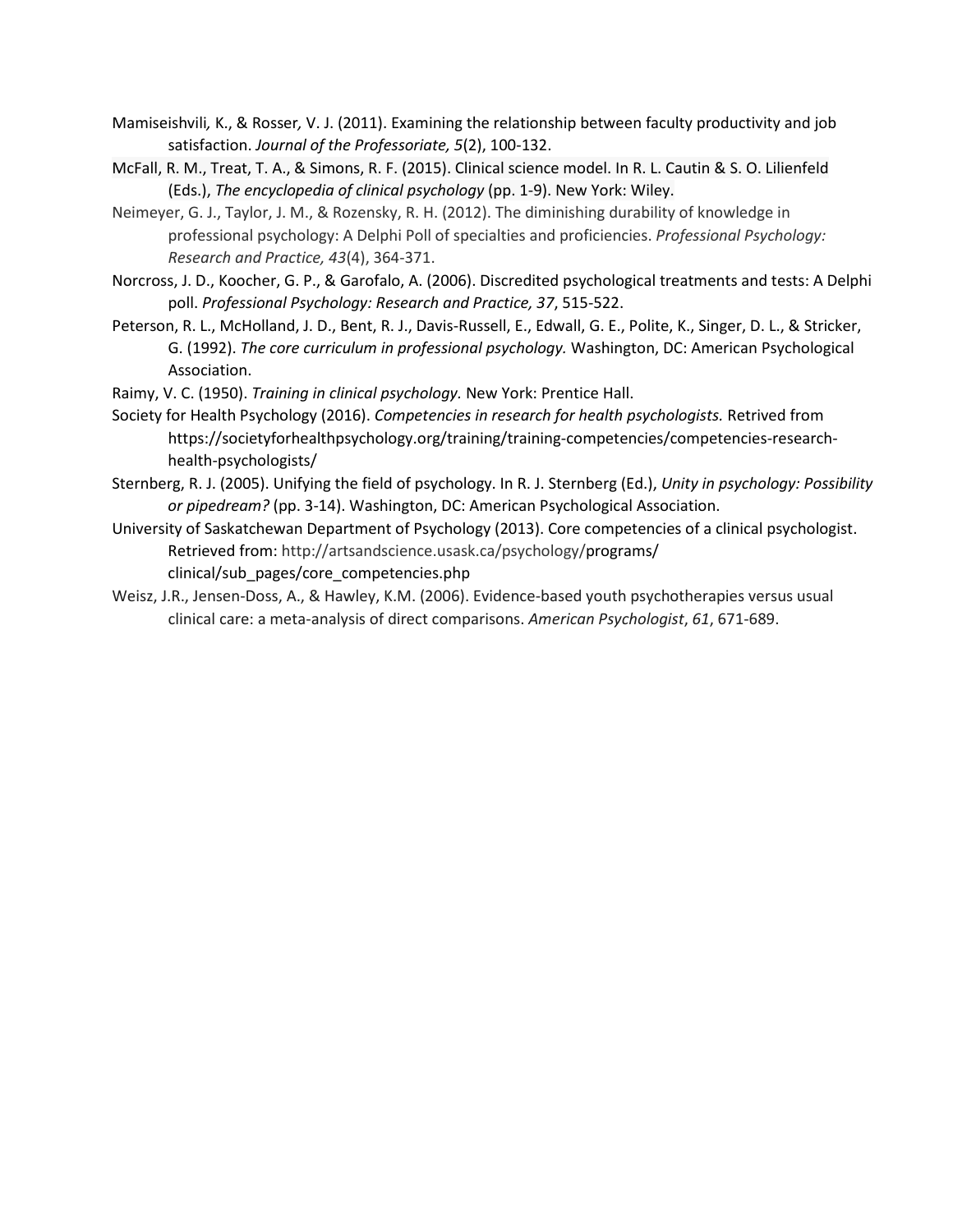Mamiseishvili, K., & Rosser, V. J. (2011). Examining the relationship between faculty productivity and job satisfaction. *Journal of the Professoriate, 5*(2), 100-132.

McFall, R. M., Treat, T. A., & Simons, R. F. (2015). Clinical science model. In R. L. Cautin & S. O. Lilienfeld (Eds.), *The encyclopedia of clinical psychology* (pp. 1-9). New York: Wiley.

Neimeyer, G. J., Taylor, J. M., & Rozensky, R. H. (2012). The diminishing durability of knowledge in professional psychology: A Delphi Poll of specialties and proficiencies. *Professional Psychology: Research and Practice, 43*(4), 364-371.

Norcross, J. D., Koocher, G. P., & Garofalo, A. (2006). Discredited psychological treatments and tests: A Delphi poll. *Professional Psychology: Research and Practice, 37*, 515-522.

Peterson, R. L., McHolland, J. D., Bent, R. J., Davis-Russell, E., Edwall, G. E., Polite, K., Singer, D. L., & Stricker, G. (1992). *The core curriculum in professional psychology.* Washington, DC: American Psychological Association.

Raimy, V. C. (1950). *Training in clinical psychology.* New York: Prentice Hall.

Society for Health Psychology (2016). *Competencies in research for health psychologists.* Retrived from https://societyforhealthpsychology.org/training/training-competencies/competencies-research-health-psychologists/

Sternberg, R. J. (2005). Unifying the field of psychology. In R. J. Sternberg (Ed.), *Unity in psychology: Possibility or pipedream?* (pp. 3-14). Washington, DC: American Psychological Association.

University of Saskatchewan Department of Psychology (2013). Core competencies of a clinical psychologist. Retrieved from: http://artsandscience.usask.ca/psychology/programs/clinical/sub_pages/core_competencies.php

Weisz, J.R., Jensen-Doss, A., & Hawley, K.M. (2006). Evidence-based youth psychotherapies versus usual clinical care: a meta-analysis of direct comparisons. *American Psychologist*, *61*, 671-689.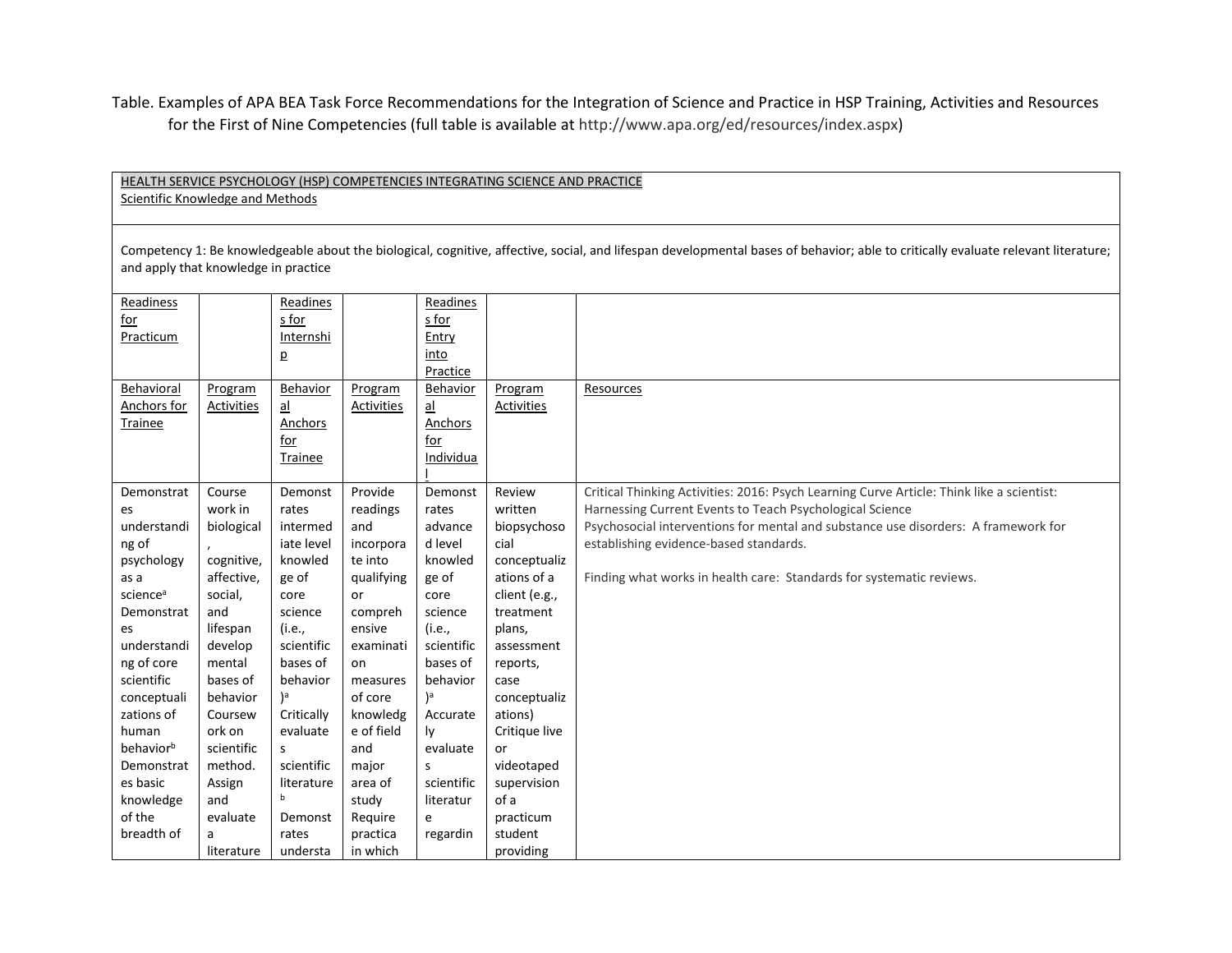Table. Examples of APA BEA Task Force Recommendations for the Integration of Science and Practice in HSP Training, Activities and Resources for the First of Nine Competencies (full table is available at http://www.apa.org/ed/resources/index.aspx)

| HEALTH SERVICE PSYCHOLOGY (HSP) COMPETENCIES INTEGRATING SCIENCE AND PRACTICE<br>Scientific Knowledge and Methods | | | | | | |
|---|---|---|---|---|---|---|
| Competency 1: Be knowledgeable about the biological, cognitive, affective, social, and lifespan developmental bases of behavior; able to critically evaluate relevant literature; and apply that knowledge in practice | | | | | | |
| Readiness for Practicum | | Readiness for Internship | | Readiness for Entry into Practice | | |
| Behavioral Anchors for Trainee | Program Activities | Behavioral Anchors for Trainee | Program Activities | Behavioral Anchors for Individual | Program Activities | Resources |
| Demonstrates understanding of psychology as a science[a]<br>Demonstrates understanding of core scientific conceptualizations of human behavior[b]<br>Demonstrates basic knowledge of the breadth of | Course work in biological, cognitive, affective, social, and lifespan developmental bases of behavior<br>Coursework on scientific method.<br>Assign and evaluate a literature | Demonstrates intermediate level knowledge of core science (i.e., scientific bases of behavior)[a]<br>Critically evaluates scientific literature[b]<br>Demonstrates understa | Provide readings and incorporate into qualifying or comprehensive examination measures of core knowledge of field and major area of study<br>Require practica in which | Demonstrates advanced level knowledge of core science (i.e., scientific bases of behavior)[a]<br>Accurately evaluates scientific literature regardin | Review written biopsychosocial conceptualizations of a client (e.g., treatment plans, assessment reports, case conceptualizations)<br>Critique live or videotaped supervision of a practicum student providing | Critical Thinking Activities: 2016: Psych Learning Curve Article: Think like a scientist: Harnessing Current Events to Teach Psychological Science<br>Psychosocial interventions for mental and substance use disorders: A framework for establishing evidence-based standards.<br><br>Finding what works in health care: Standards for systematic reviews. |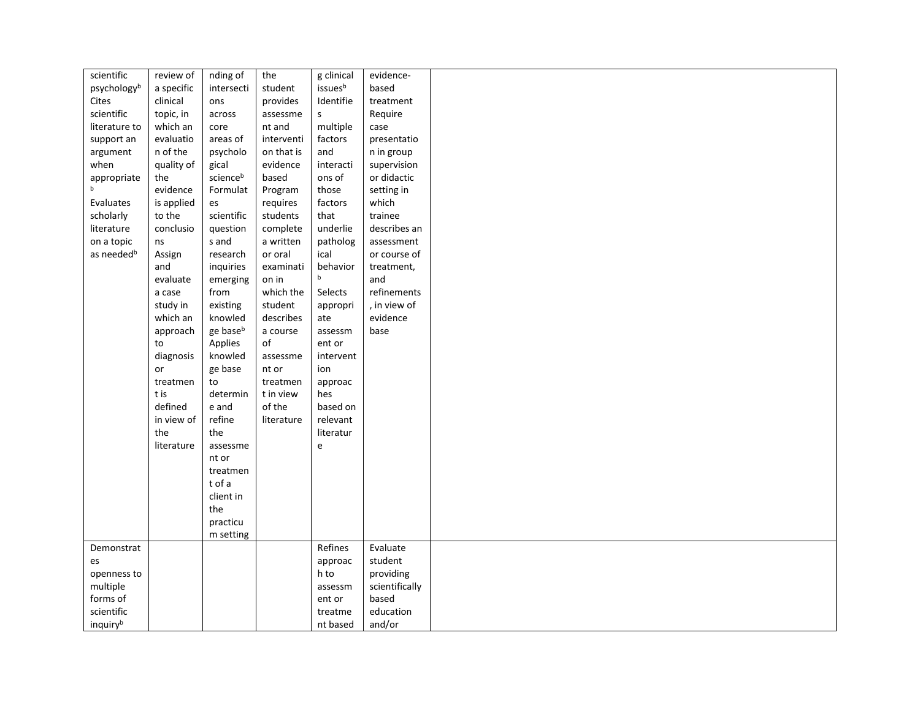| | | | | | | |
|---|---|---|---|---|---|---|
| scientific psychology[b] Cites scientific literature to support an argument when appropriate[b] Evaluates scholarly literature on a topic as needed[b] | review of a specific clinical topic, in which an evaluation of the quality of the evidence is applied to the conclusions Assign and evaluate a case study in which an approach to diagnosis or treatment is defined in view of the literature | nding of intersections across core areas of psychological science[b] Formulates scientific questions and research inquiries emerging from existing knowledge base[b] Applies knowledge base to determine and refine the assessment or treatment of a client in the practicum setting | the student provides assessment and intervention that is evidence based Program requires students complete a written or oral examination in which the student describes a course of assessment or treatment in view of the literature | g clinical issues[b] Identifies multiple factors and interactions of those factors that underlie pathological behavior[b] Selects appropriate assessment or intervention approaches based on relevant literature | evidence-based treatment Require case presentation in group supervision or didactic setting in which trainee describes an assessment or course of treatment, and refinements, in view of evidence base | |
| Demonstrates openness to multiple forms of scientific inquiry[b] | | | | Refines approach to assessment or treatment based | Evaluate student providing scientifically based education and/or | |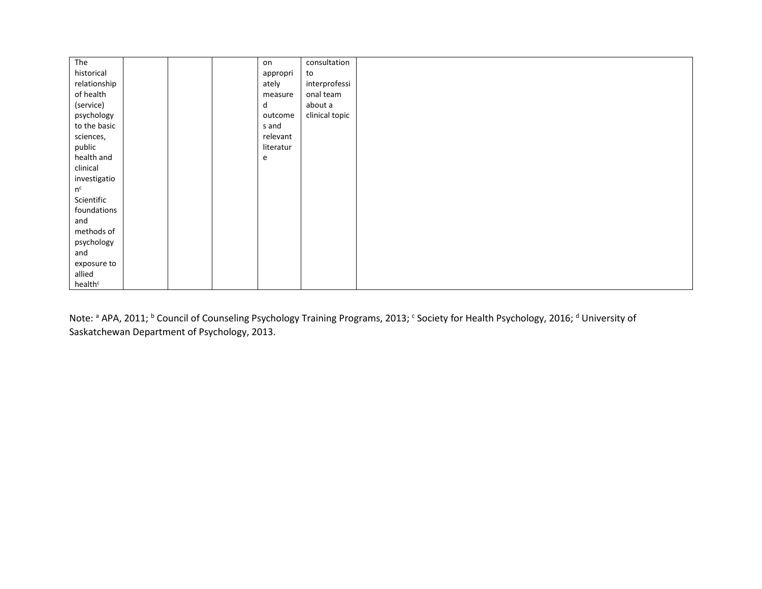| | | | | | | |
|---|---|---|---|---|---|---|
| The historical relationship of health (service) psychology to the basic sciences, public health and clinical investigation[c] Scientific foundations and methods of psychology and exposure to allied health[c] | | | | on appropriately measured outcomes and relevant literature | consultation to interprofessional team about a clinical topic | |

Note: [a] APA, 2011; [b] Council of Counseling Psychology Training Programs, 2013; [c] Society for Health Psychology, 2016; [d] University of Saskatchewan Department of Psychology, 2013.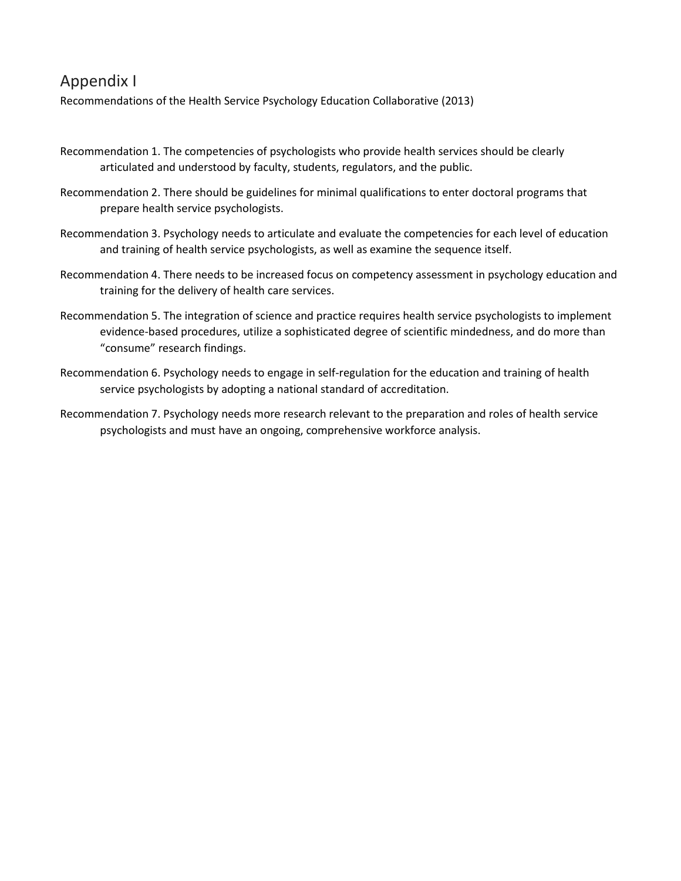# Appendix I

Recommendations of the Health Service Psychology Education Collaborative (2013)

Recommendation 1. The competencies of psychologists who provide health services should be clearly articulated and understood by faculty, students, regulators, and the public.

Recommendation 2. There should be guidelines for minimal qualifications to enter doctoral programs that prepare health service psychologists.

Recommendation 3. Psychology needs to articulate and evaluate the competencies for each level of education and training of health service psychologists, as well as examine the sequence itself.

Recommendation 4. There needs to be increased focus on competency assessment in psychology education and training for the delivery of health care services.

Recommendation 5. The integration of science and practice requires health service psychologists to implement evidence-based procedures, utilize a sophisticated degree of scientific mindedness, and do more than "consume" research findings.

Recommendation 6. Psychology needs to engage in self-regulation for the education and training of health service psychologists by adopting a national standard of accreditation.

Recommendation 7. Psychology needs more research relevant to the preparation and roles of health service psychologists and must have an ongoing, comprehensive workforce analysis.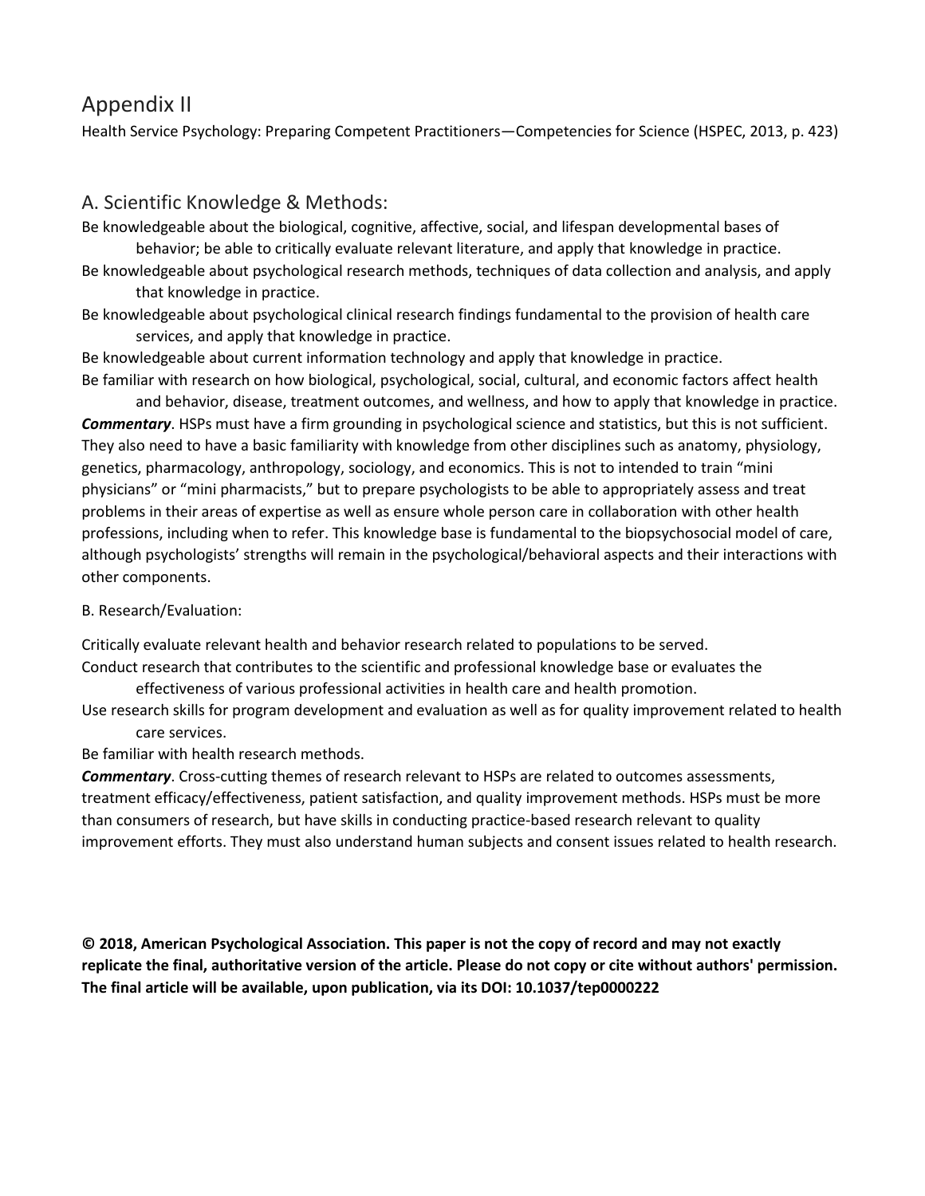# Appendix II

Health Service Psychology: Preparing Competent Practitioners—Competencies for Science (HSPEC, 2013, p. 423)

## A. Scientific Knowledge & Methods:

Be knowledgeable about the biological, cognitive, affective, social, and lifespan developmental bases of behavior; be able to critically evaluate relevant literature, and apply that knowledge in practice.

Be knowledgeable about psychological research methods, techniques of data collection and analysis, and apply that knowledge in practice.

Be knowledgeable about psychological clinical research findings fundamental to the provision of health care services, and apply that knowledge in practice.

Be knowledgeable about current information technology and apply that knowledge in practice.

Be familiar with research on how biological, psychological, social, cultural, and economic factors affect health and behavior, disease, treatment outcomes, and wellness, and how to apply that knowledge in practice.

***Commentary***. HSPs must have a firm grounding in psychological science and statistics, but this is not sufficient. They also need to have a basic familiarity with knowledge from other disciplines such as anatomy, physiology, genetics, pharmacology, anthropology, sociology, and economics. This is not to intended to train "mini physicians" or "mini pharmacists," but to prepare psychologists to be able to appropriately assess and treat problems in their areas of expertise as well as ensure whole person care in collaboration with other health professions, including when to refer. This knowledge base is fundamental to the biopsychosocial model of care, although psychologists' strengths will remain in the psychological/behavioral aspects and their interactions with other components.

B. Research/Evaluation:

Critically evaluate relevant health and behavior research related to populations to be served.

Conduct research that contributes to the scientific and professional knowledge base or evaluates the effectiveness of various professional activities in health care and health promotion.

Use research skills for program development and evaluation as well as for quality improvement related to health care services.

Be familiar with health research methods.

***Commentary***. Cross-cutting themes of research relevant to HSPs are related to outcomes assessments, treatment efficacy/effectiveness, patient satisfaction, and quality improvement methods. HSPs must be more than consumers of research, but have skills in conducting practice-based research relevant to quality improvement efforts. They must also understand human subjects and consent issues related to health research.

**© 2018, American Psychological Association. This paper is not the copy of record and may not exactly replicate the final, authoritative version of the article. Please do not copy or cite without authors' permission. The final article will be available, upon publication, via its DOI: 10.1037/tep0000222**